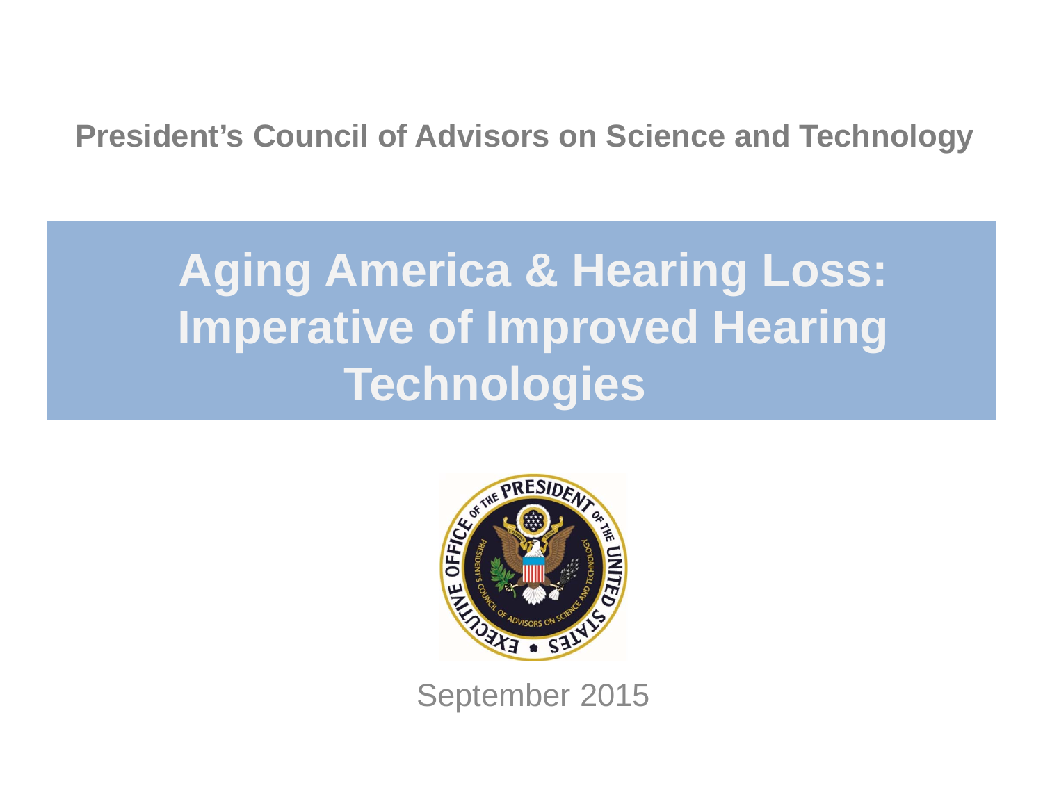President’s Council of Advisors on Science and Technology

# Aging America & Hearing Loss: Imperative of Improved Hearing Technologies

September 2015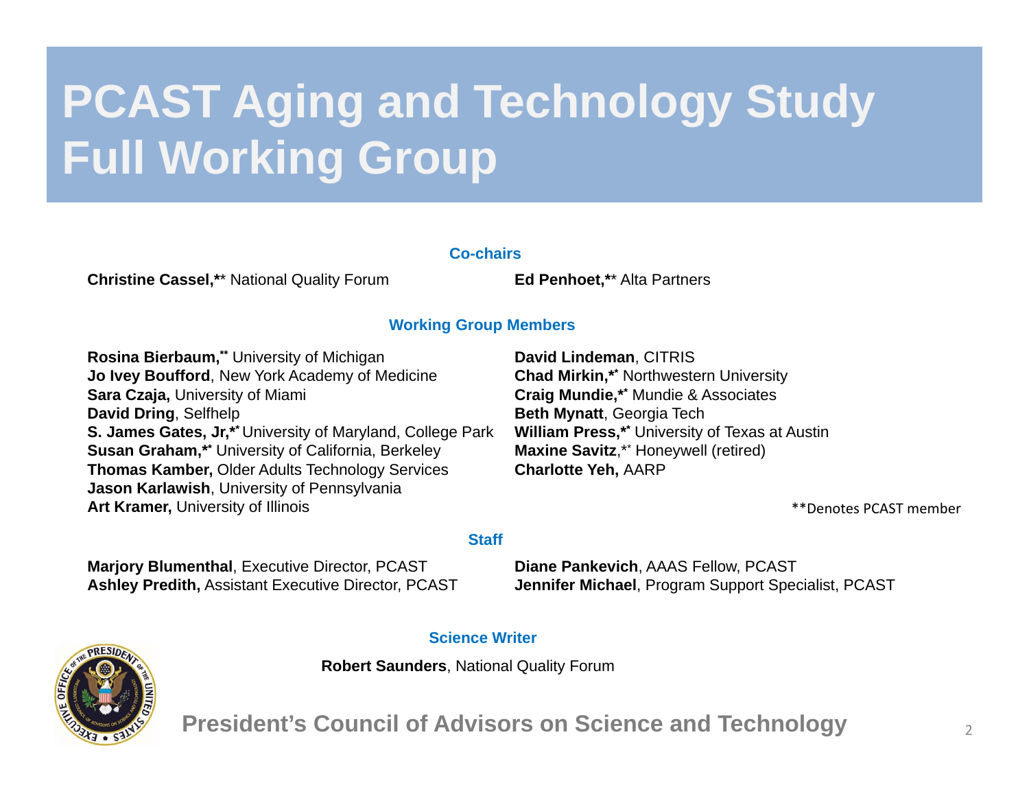# PCAST Aging and Technology Study Full Working Group

### Co-chairs

**Christine Cassel,**** National Quality Forum

**Ed Penhoet,**** Alta Partners

### Working Group Members

**Rosina Bierbaum,**** University of Michigan
**Jo Ivey Boufford**, New York Academy of Medicine
**Sara Czaja,** University of Miami
**David Dring**, Selfhelp
**S. James Gates, Jr,**** University of Maryland, College Park
**Susan Graham,**** University of California, Berkeley
**Thomas Kamber,** Older Adults Technology Services
**Jason Karlawish**, University of Pennsylvania
**Art Kramer,** University of Illinois

**David Lindeman**, CITRIS
**Chad Mirkin,**** Northwestern University
**Craig Mundie,**** Mundie & Associates
**Beth Mynatt**, Georgia Tech
**William Press,**** University of Texas at Austin
**Maxine Savitz**,** Honeywell (retired)
**Charlotte Yeh,** AARP

**Denotes PCAST member

### Staff

**Marjory Blumenthal**, Executive Director, PCAST
**Ashley Predith,** Assistant Executive Director, PCAST

**Diane Pankevich**, AAAS Fellow, PCAST
**Jennifer Michael**, Program Support Specialist, PCAST

### Science Writer

**Robert Saunders**, National Quality Forum

President's Council of Advisors on Science and Technology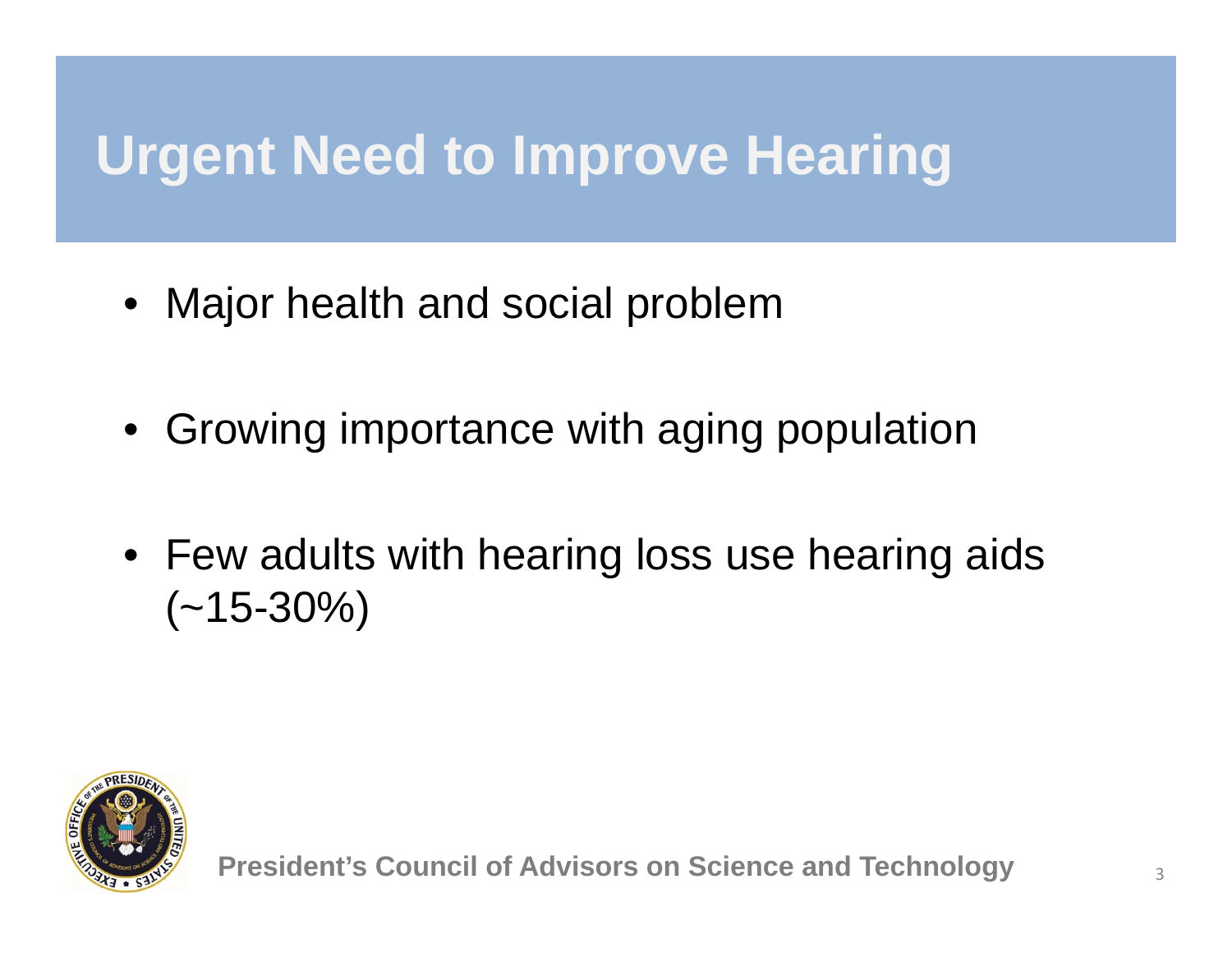# Urgent Need to Improve Hearing

- Major health and social problem
- Growing importance with aging population
- Few adults with hearing loss use hearing aids (~15-30%)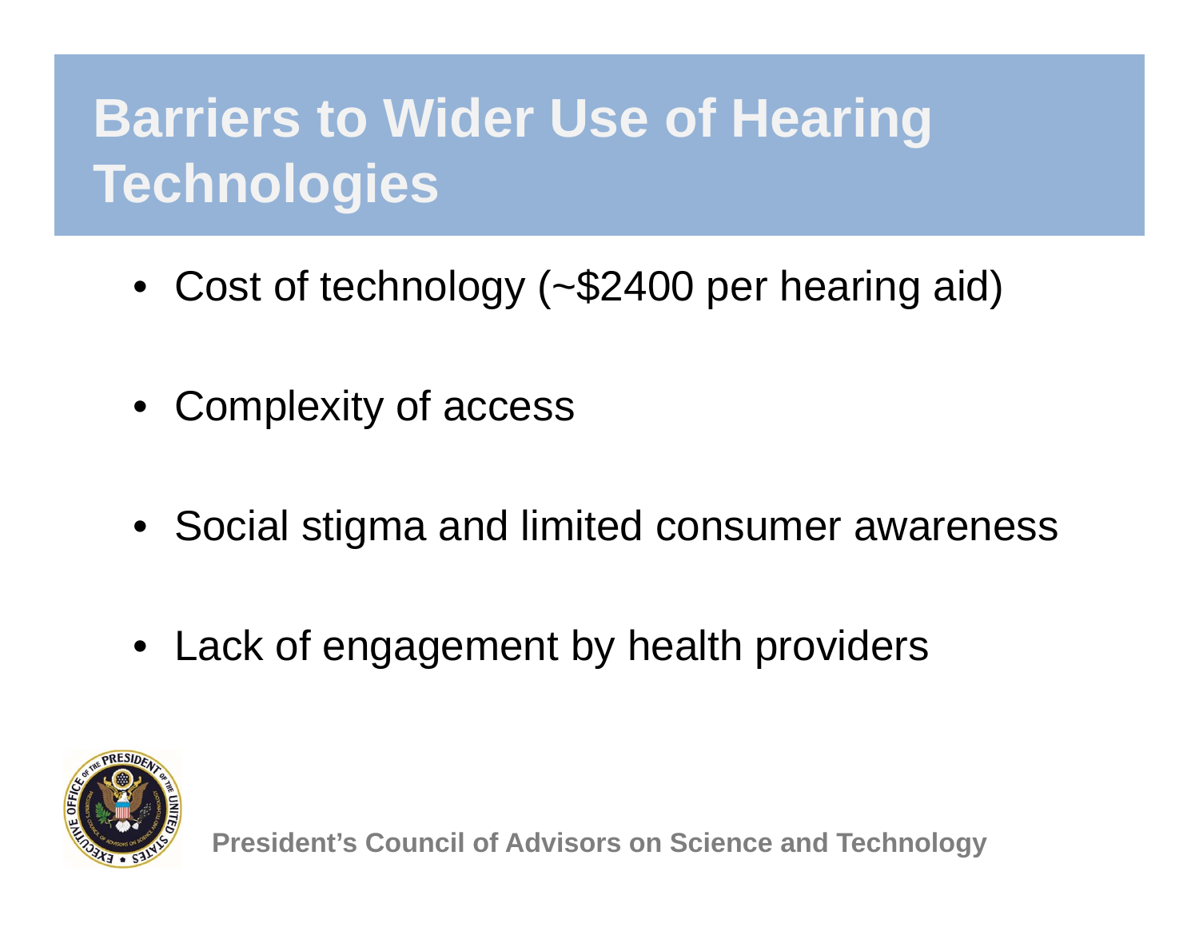# Barriers to Wider Use of Hearing Technologies

- Cost of technology (~$2400 per hearing aid)
- Complexity of access
- Social stigma and limited consumer awareness
- Lack of engagement by health providers

President's Council of Advisors on Science and Technology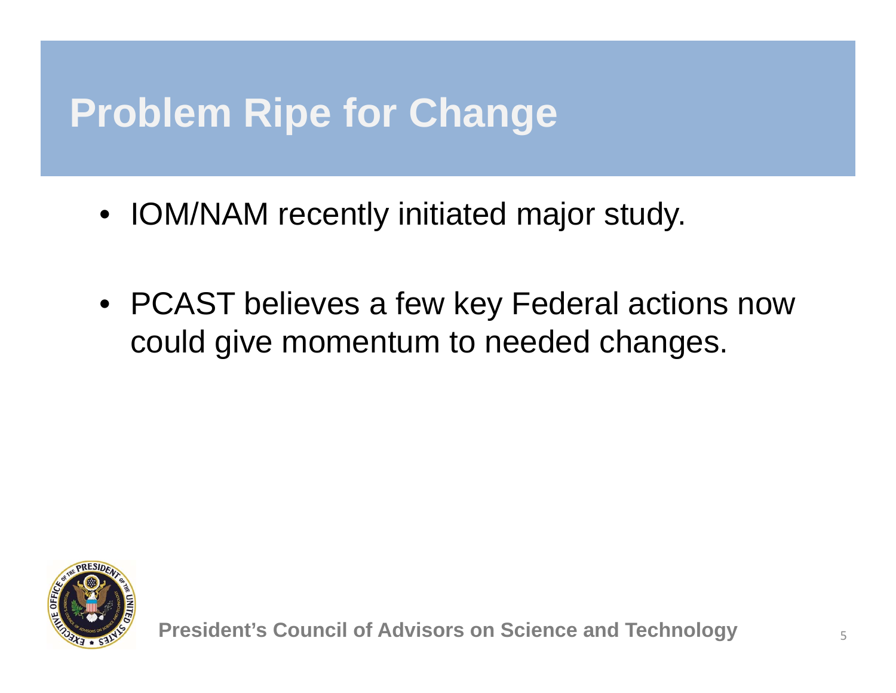# Problem Ripe for Change

- IOM/NAM recently initiated major study.
- PCAST believes a few key Federal actions now could give momentum to needed changes.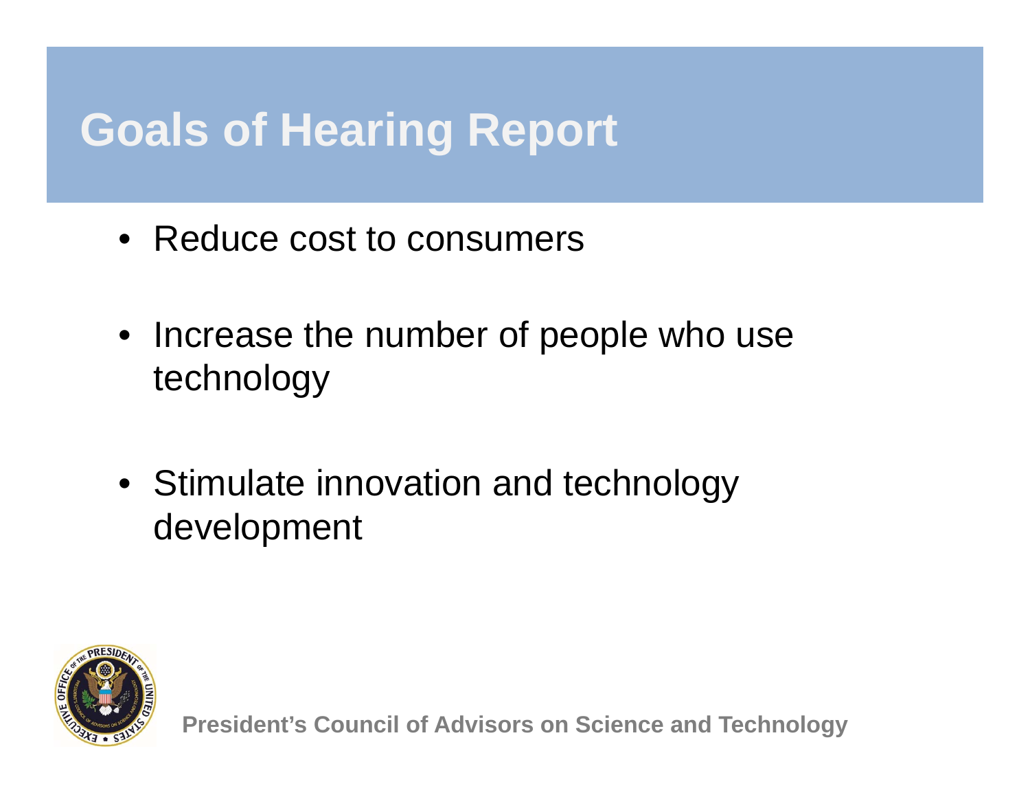# Goals of Hearing Report

- Reduce cost to consumers
- Increase the number of people who use technology
- Stimulate innovation and technology development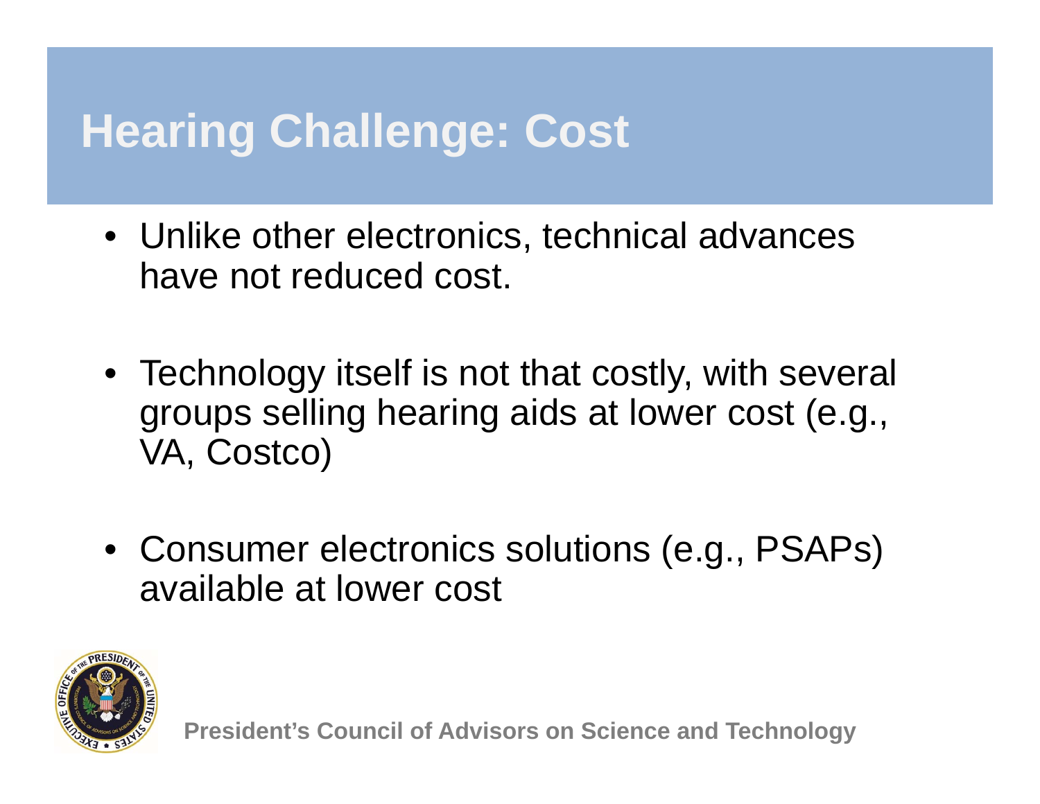# Hearing Challenge: Cost

- Unlike other electronics, technical advances have not reduced cost.
- Technology itself is not that costly, with several groups selling hearing aids at lower cost (e.g., VA, Costco)
- Consumer electronics solutions (e.g., PSAPs) available at lower cost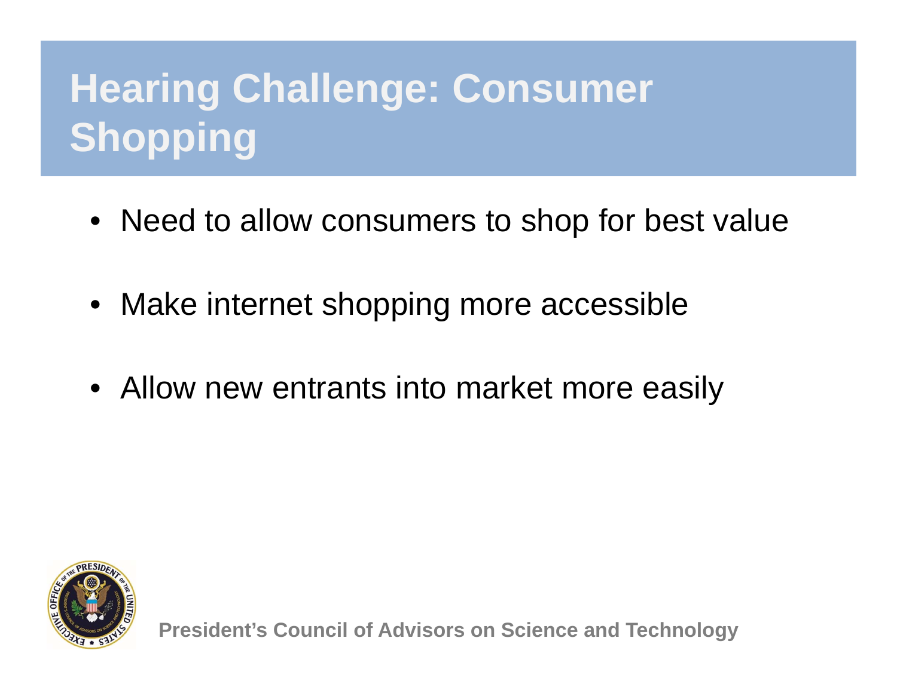# Hearing Challenge: Consumer Shopping

- Need to allow consumers to shop for best value
- Make internet shopping more accessible
- Allow new entrants into market more easily

President's Council of Advisors on Science and Technology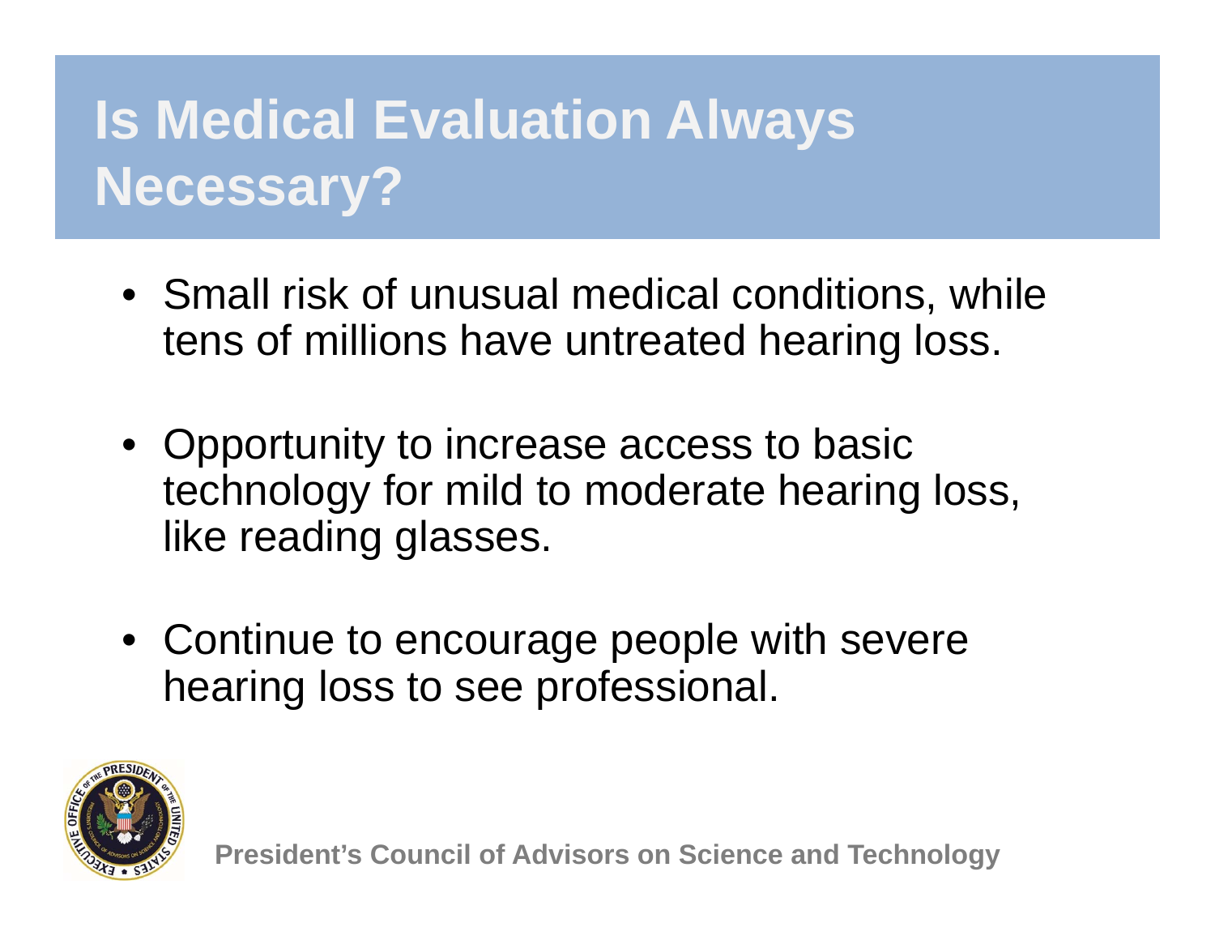# Is Medical Evaluation Always Necessary?

- Small risk of unusual medical conditions, while tens of millions have untreated hearing loss.
- Opportunity to increase access to basic technology for mild to moderate hearing loss, like reading glasses.
- Continue to encourage people with severe hearing loss to see professional.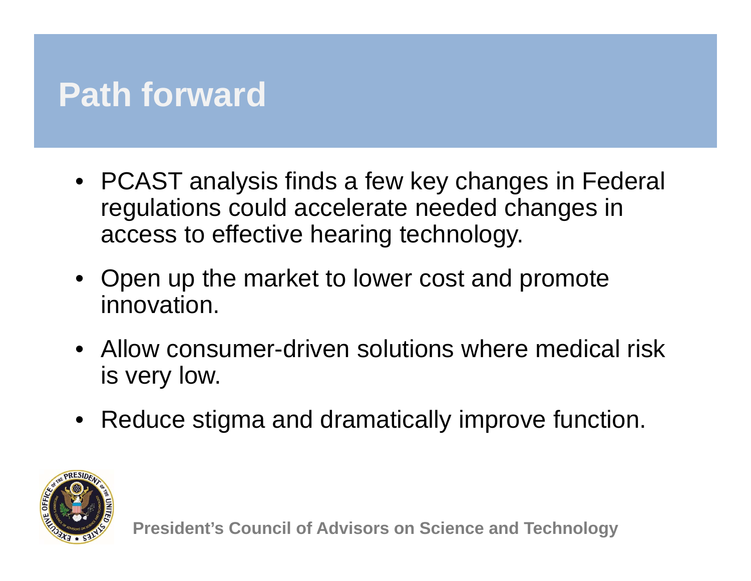# Path forward

- PCAST analysis finds a few key changes in Federal regulations could accelerate needed changes in access to effective hearing technology.
- Open up the market to lower cost and promote innovation.
- Allow consumer-driven solutions where medical risk is very low.
- Reduce stigma and dramatically improve function.